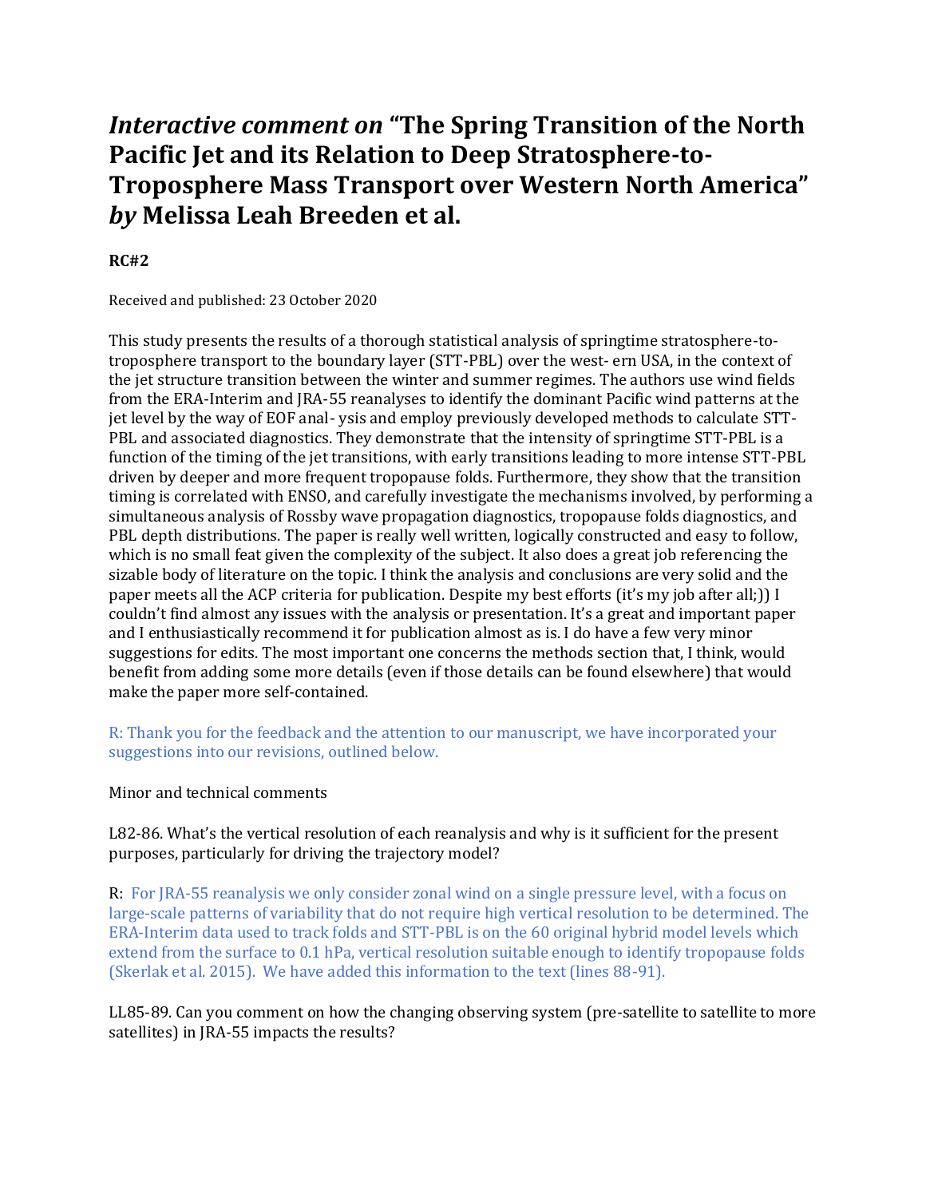# *Interactive comment on* "The Spring Transition of the North Pacific Jet and its Relation to Deep Stratosphere-to-Troposphere Mass Transport over Western North America" *by* Melissa Leah Breeden et al.

**RC#2**

Received and published: 23 October 2020

This study presents the results of a thorough statistical analysis of springtime stratosphere-to-troposphere transport to the boundary layer (STT-PBL) over the west- ern USA, in the context of the jet structure transition between the winter and summer regimes. The authors use wind fields from the ERA-Interim and JRA-55 reanalyses to identify the dominant Pacific wind patterns at the jet level by the way of EOF anal- ysis and employ previously developed methods to calculate STT-PBL and associated diagnostics. They demonstrate that the intensity of springtime STT-PBL is a function of the timing of the jet transitions, with early transitions leading to more intense STT-PBL driven by deeper and more frequent tropopause folds. Furthermore, they show that the transition timing is correlated with ENSO, and carefully investigate the mechanisms involved, by performing a simultaneous analysis of Rossby wave propagation diagnostics, tropopause folds diagnostics, and PBL depth distributions. The paper is really well written, logically constructed and easy to follow, which is no small feat given the complexity of the subject. It also does a great job referencing the sizable body of literature on the topic. I think the analysis and conclusions are very solid and the paper meets all the ACP criteria for publication. Despite my best efforts (it's my job after all;)) I couldn't find almost any issues with the analysis or presentation. It's a great and important paper and I enthusiastically recommend it for publication almost as is. I do have a few very minor suggestions for edits. The most important one concerns the methods section that, I think, would benefit from adding some more details (even if those details can be found elsewhere) that would make the paper more self-contained.

R: Thank you for the feedback and the attention to our manuscript, we have incorporated your suggestions into our revisions, outlined below.

Minor and technical comments

L82-86. What's the vertical resolution of each reanalysis and why is it sufficient for the present purposes, particularly for driving the trajectory model?

R: For JRA-55 reanalysis we only consider zonal wind on a single pressure level, with a focus on large-scale patterns of variability that do not require high vertical resolution to be determined. The ERA-Interim data used to track folds and STT-PBL is on the 60 original hybrid model levels which extend from the surface to 0.1 hPa, vertical resolution suitable enough to identify tropopause folds (Skerlak et al. 2015). We have added this information to the text (lines 88-91).

LL85-89. Can you comment on how the changing observing system (pre-satellite to satellite to more satellites) in JRA-55 impacts the results?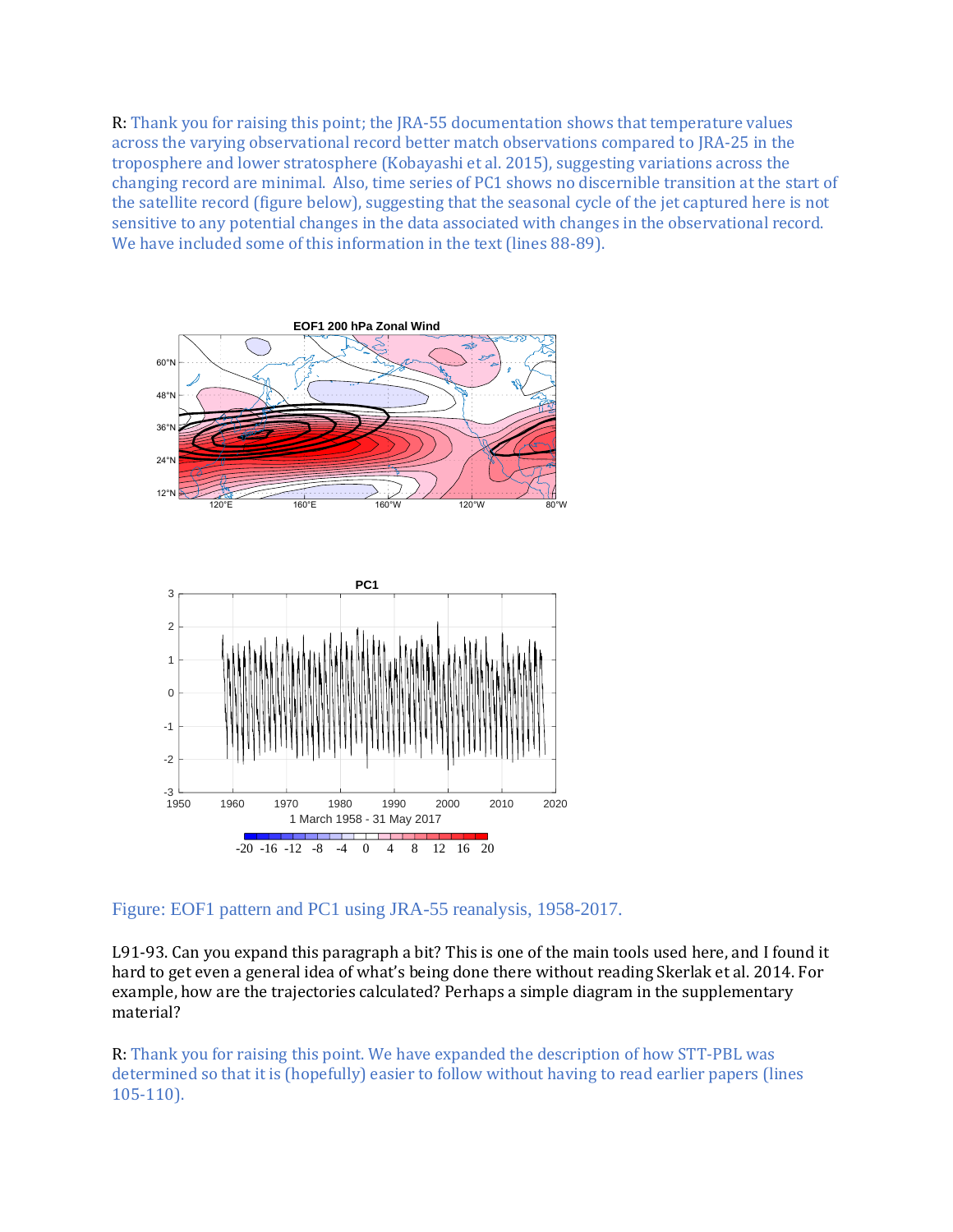R: Thank you for raising this point; the JRA-55 documentation shows that temperature values across the varying observational record better match observations compared to JRA-25 in the troposphere and lower stratosphere (Kobayashi et al. 2015), suggesting variations across the changing record are minimal. Also, time series of PC1 shows no discernible transition at the start of the satellite record (figure below), suggesting that the seasonal cycle of the jet captured here is not sensitive to any potential changes in the data associated with changes in the observational record. We have included some of this information in the text (lines 88-89).

Figure: EOF1 pattern and PC1 using JRA-55 reanalysis, 1958-2017.

L91-93. Can you expand this paragraph a bit? This is one of the main tools used here, and I found it hard to get even a general idea of what's being done there without reading Skerlak et al. 2014. For example, how are the trajectories calculated? Perhaps a simple diagram in the supplementary material?

R: Thank you for raising this point. We have expanded the description of how STT-PBL was determined so that it is (hopefully) easier to follow without having to read earlier papers (lines 105-110).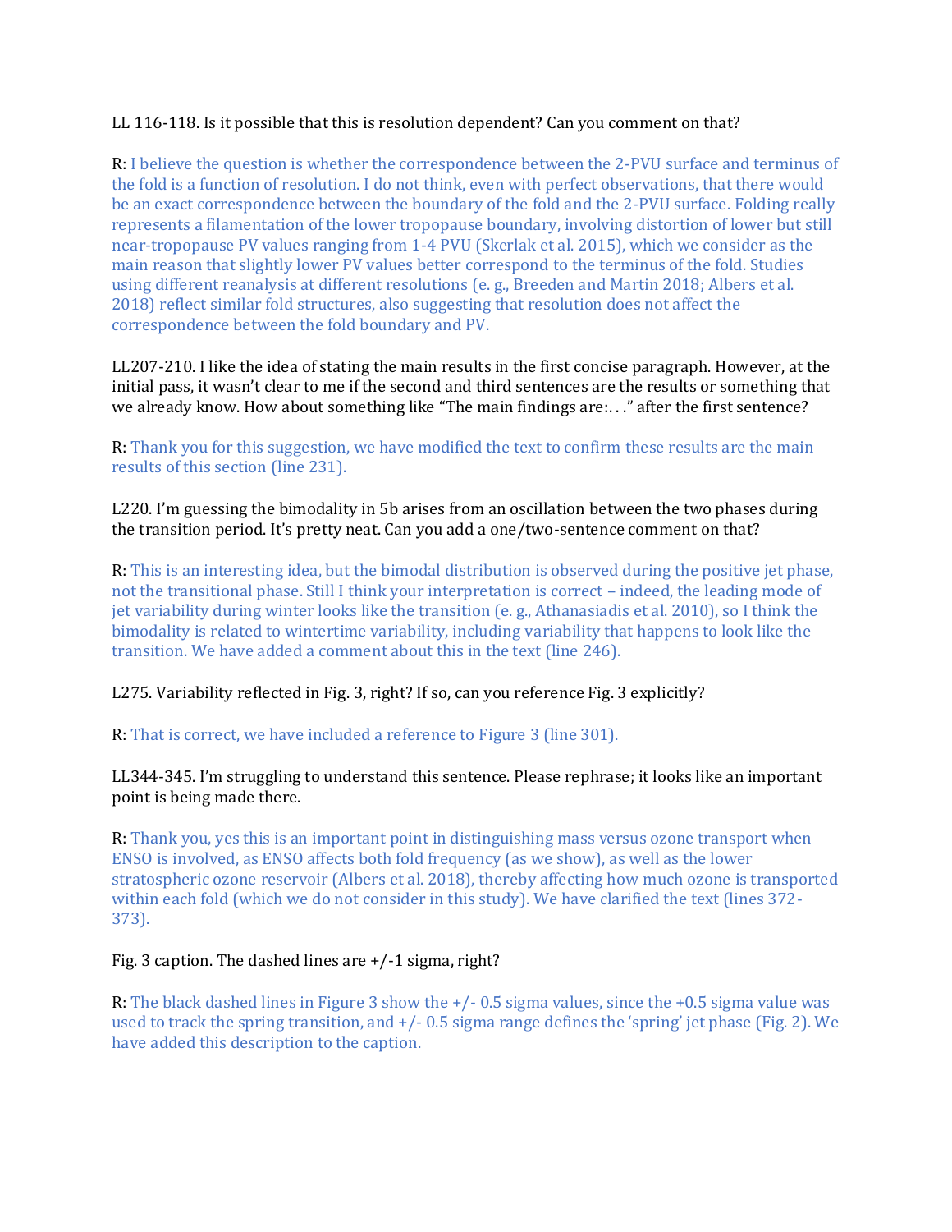LL 116-118. Is it possible that this is resolution dependent? Can you comment on that?

R: I believe the question is whether the correspondence between the 2-PVU surface and terminus of the fold is a function of resolution. I do not think, even with perfect observations, that there would be an exact correspondence between the boundary of the fold and the 2-PVU surface. Folding really represents a filamentation of the lower tropopause boundary, involving distortion of lower but still near-tropopause PV values ranging from 1-4 PVU (Skerlak et al. 2015), which we consider as the main reason that slightly lower PV values better correspond to the terminus of the fold. Studies using different reanalysis at different resolutions (e. g., Breeden and Martin 2018; Albers et al. 2018) reflect similar fold structures, also suggesting that resolution does not affect the correspondence between the fold boundary and PV.

LL207-210. I like the idea of stating the main results in the first concise paragraph. However, at the initial pass, it wasn't clear to me if the second and third sentences are the results or something that we already know. How about something like "The main findings are:. . ." after the first sentence?

R: Thank you for this suggestion, we have modified the text to confirm these results are the main results of this section (line 231).

L220. I'm guessing the bimodality in 5b arises from an oscillation between the two phases during the transition period. It's pretty neat. Can you add a one/two-sentence comment on that?

R: This is an interesting idea, but the bimodal distribution is observed during the positive jet phase, not the transitional phase. Still I think your interpretation is correct – indeed, the leading mode of jet variability during winter looks like the transition (e. g., Athanasiadis et al. 2010), so I think the bimodality is related to wintertime variability, including variability that happens to look like the transition. We have added a comment about this in the text (line 246).

L275. Variability reflected in Fig. 3, right? If so, can you reference Fig. 3 explicitly?

R: That is correct, we have included a reference to Figure 3 (line 301).

LL344-345. I'm struggling to understand this sentence. Please rephrase; it looks like an important point is being made there.

R: Thank you, yes this is an important point in distinguishing mass versus ozone transport when ENSO is involved, as ENSO affects both fold frequency (as we show), as well as the lower stratospheric ozone reservoir (Albers et al. 2018), thereby affecting how much ozone is transported within each fold (which we do not consider in this study). We have clarified the text (lines 372-373).

Fig. 3 caption. The dashed lines are +/-1 sigma, right?

R: The black dashed lines in Figure 3 show the +/- 0.5 sigma values, since the +0.5 sigma value was used to track the spring transition, and +/- 0.5 sigma range defines the 'spring' jet phase (Fig. 2). We have added this description to the caption.